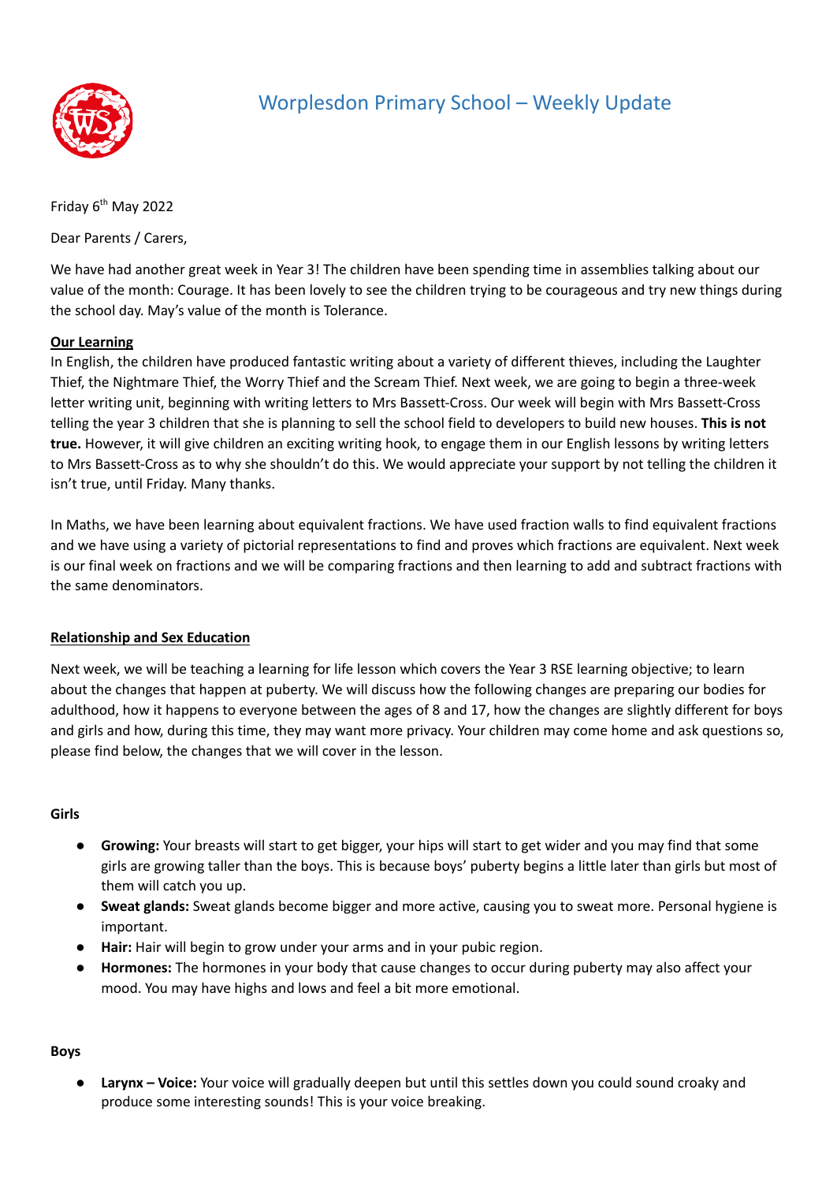# Worplesdon Primary School – Weekly Update

Friday 6th May 2022

Dear Parents / Carers,

We have had another great week in Year 3! The children have been spending time in assemblies talking about our value of the month: Courage. It has been lovely to see the children trying to be courageous and try new things during the school day. May's value of the month is Tolerance.

**Our Learning**

In English, the children have produced fantastic writing about a variety of different thieves, including the Laughter Thief, the Nightmare Thief, the Worry Thief and the Scream Thief. Next week, we are going to begin a three-week letter writing unit, beginning with writing letters to Mrs Bassett-Cross. Our week will begin with Mrs Bassett-Cross telling the year 3 children that she is planning to sell the school field to developers to build new houses. **This is not true.** However, it will give children an exciting writing hook, to engage them in our English lessons by writing letters to Mrs Bassett-Cross as to why she shouldn't do this. We would appreciate your support by not telling the children it isn't true, until Friday. Many thanks.

In Maths, we have been learning about equivalent fractions. We have used fraction walls to find equivalent fractions and we have using a variety of pictorial representations to find and proves which fractions are equivalent. Next week is our final week on fractions and we will be comparing fractions and then learning to add and subtract fractions with the same denominators.

**Relationship and Sex Education**

Next week, we will be teaching a learning for life lesson which covers the Year 3 RSE learning objective; to learn about the changes that happen at puberty. We will discuss how the following changes are preparing our bodies for adulthood, how it happens to everyone between the ages of 8 and 17, how the changes are slightly different for boys and girls and how, during this time, they may want more privacy. Your children may come home and ask questions so, please find below, the changes that we will cover in the lesson.

**Girls**

- **Growing:** Your breasts will start to get bigger, your hips will start to get wider and you may find that some girls are growing taller than the boys. This is because boys' puberty begins a little later than girls but most of them will catch you up.
- **Sweat glands:** Sweat glands become bigger and more active, causing you to sweat more. Personal hygiene is important.
- **Hair:** Hair will begin to grow under your arms and in your pubic region.
- **Hormones:** The hormones in your body that cause changes to occur during puberty may also affect your mood. You may have highs and lows and feel a bit more emotional.

**Boys**

- **Larynx – Voice:** Your voice will gradually deepen but until this settles down you could sound croaky and produce some interesting sounds! This is your voice breaking.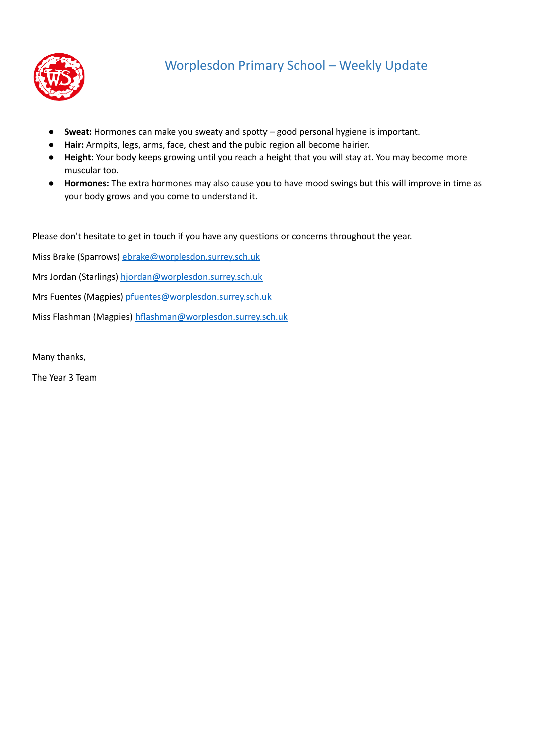- **Sweat:** Hormones can make you sweaty and spotty – good personal hygiene is important.
- **Hair:** Armpits, legs, arms, face, chest and the pubic region all become hairier.
- **Height:** Your body keeps growing until you reach a height that you will stay at. You may become more muscular too.
- **Hormones:** The extra hormones may also cause you to have mood swings but this will improve in time as your body grows and you come to understand it.

Please don't hesitate to get in touch if you have any questions or concerns throughout the year.

Miss Brake (Sparrows) ebrake@worplesdon.surrey.sch.uk

Mrs Jordan (Starlings) hjordan@worplesdon.surrey.sch.uk

Mrs Fuentes (Magpies) pfuentes@worplesdon.surrey.sch.uk

Miss Flashman (Magpies) hflashman@worplesdon.surrey.sch.uk

Many thanks,

The Year 3 Team